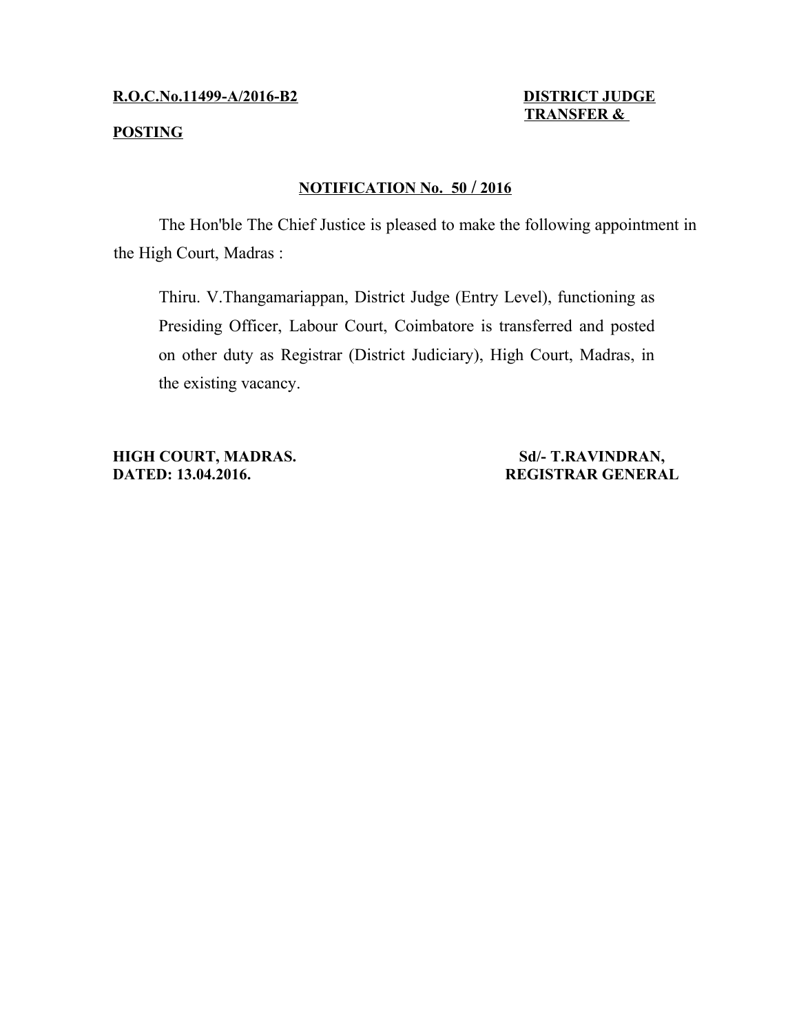**R.O.C.No.11499-A/2016-B2** **DISTRICT JUDGE TRANSFER & POSTING**

## NOTIFICATION No. 50 / 2016

The Hon'ble The Chief Justice is pleased to make the following appointment in the High Court, Madras :

> Thiru. V.Thangamariappan, District Judge (Entry Level), functioning as Presiding Officer, Labour Court, Coimbatore is transferred and posted on other duty as Registrar (District Judiciary), High Court, Madras, in the existing vacancy.

**HIGH COURT, MADRAS.**
**DATED: 13.04.2016.**

**Sd/- T.RAVINDRAN,**
**REGISTRAR GENERAL**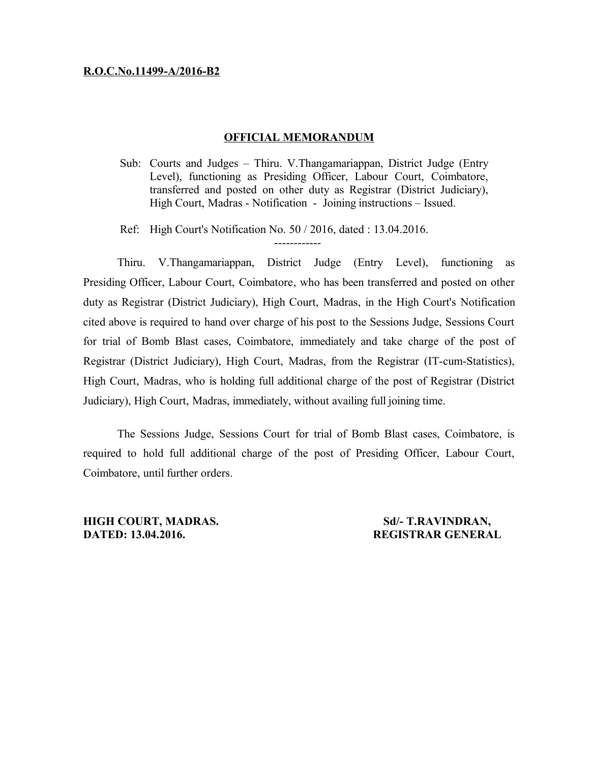**R.O.C.No.11499-A/2016-B2**

## OFFICIAL MEMORANDUM

Sub: Courts and Judges – Thiru. V.Thangamariappan, District Judge (Entry Level), functioning as Presiding Officer, Labour Court, Coimbatore, transferred and posted on other duty as Registrar (District Judiciary), High Court, Madras - Notification - Joining instructions – Issued.

Ref: High Court's Notification No. 50 / 2016, dated : 13.04.2016.

------------

Thiru. V.Thangamariappan, District Judge (Entry Level), functioning as Presiding Officer, Labour Court, Coimbatore, who has been transferred and posted on other duty as Registrar (District Judiciary), High Court, Madras, in the High Court's Notification cited above is required to hand over charge of his post to the Sessions Judge, Sessions Court for trial of Bomb Blast cases, Coimbatore, immediately and take charge of the post of Registrar (District Judiciary), High Court, Madras, from the Registrar (IT-cum-Statistics), High Court, Madras, who is holding full additional charge of the post of Registrar (District Judiciary), High Court, Madras, immediately, without availing full joining time.

The Sessions Judge, Sessions Court for trial of Bomb Blast cases, Coimbatore, is required to hold full additional charge of the post of Presiding Officer, Labour Court, Coimbatore, until further orders.

**HIGH COURT, MADRAS.**
**DATED: 13.04.2016.**

**Sd/- T.RAVINDRAN,**
**REGISTRAR GENERAL**